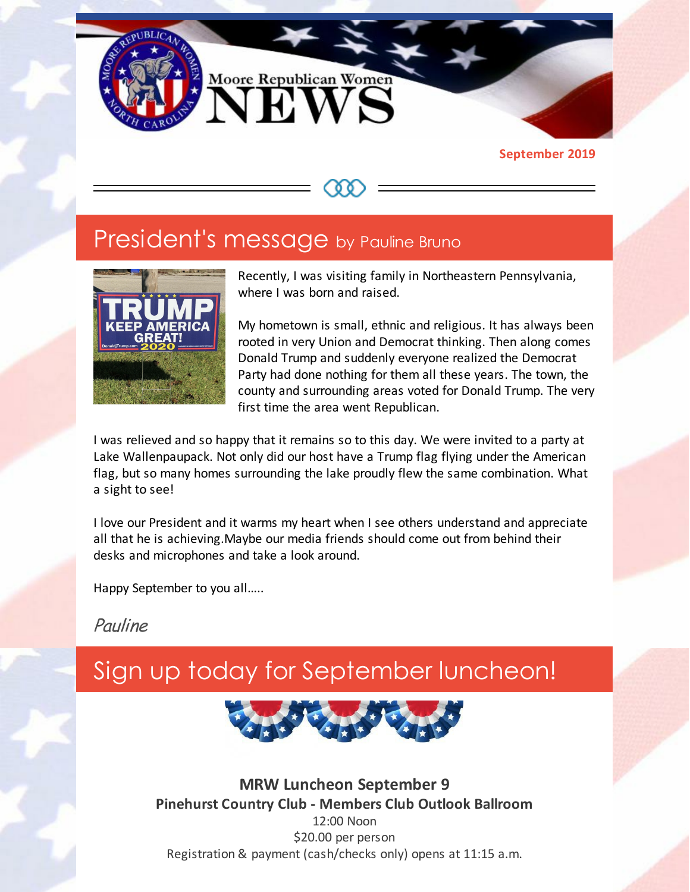# Moore Republican Women NEWS

**September 2019**

## President's message by Pauline Bruno

Recently, I was visiting family in Northeastern Pennsylvania, where I was born and raised.

My hometown is small, ethnic and religious. It has always been rooted in very Union and Democrat thinking. Then along comes Donald Trump and suddenly everyone realized the Democrat Party had done nothing for them all these years. The town, the county and surrounding areas voted for Donald Trump. The very first time the area went Republican.

I was relieved and so happy that it remains so to this day. We were invited to a party at Lake Wallenpaupack. Not only did our host have a Trump flag flying under the American flag, but so many homes surrounding the lake proudly flew the same combination. What a sight to see!

I love our President and it warms my heart when I see others understand and appreciate all that he is achieving.Maybe our media friends should come out from behind their desks and microphones and take a look around.

Happy September to you all.....

*Pauline*

## Sign up today for September luncheon!

**MRW Luncheon September 9**
**Pinehurst Country Club - Members Club Outlook Ballroom**
12:00 Noon
$20.00 per person
Registration & payment (cash/checks only) opens at 11:15 a.m.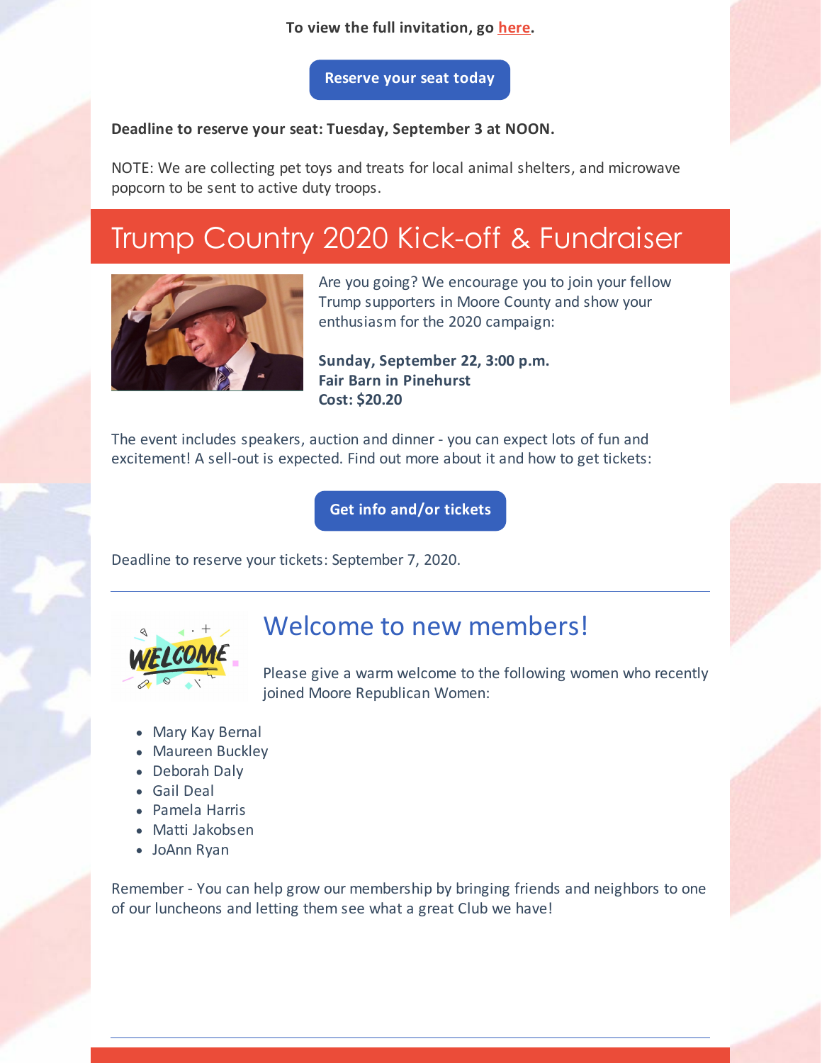**To view the full invitation, go here.**

Reserve your seat today

**Deadline to reserve your seat: Tuesday, September 3 at NOON.**

NOTE: We are collecting pet toys and treats for local animal shelters, and microwave popcorn to be sent to active duty troops.

## Trump Country 2020 Kick-off & Fundraiser

Are you going? We encourage you to join your fellow Trump supporters in Moore County and show your enthusiasm for the 2020 campaign:

**Sunday, September 22, 3:00 p.m.**
**Fair Barn in Pinehurst**
**Cost: $20.20**

The event includes speakers, auction and dinner - you can expect lots of fun and excitement! A sell-out is expected. Find out more about it and how to get tickets:

Get info and/or tickets

Deadline to reserve your tickets: September 7, 2020.

---

## Welcome to new members!

Please give a warm welcome to the following women who recently joined Moore Republican Women:

- Mary Kay Bernal
- Maureen Buckley
- Deborah Daly
- Gail Deal
- Pamela Harris
- Matti Jakobsen
- JoAnn Ryan

Remember - You can help grow our membership by bringing friends and neighbors to one of our luncheons and letting them see what a great Club we have!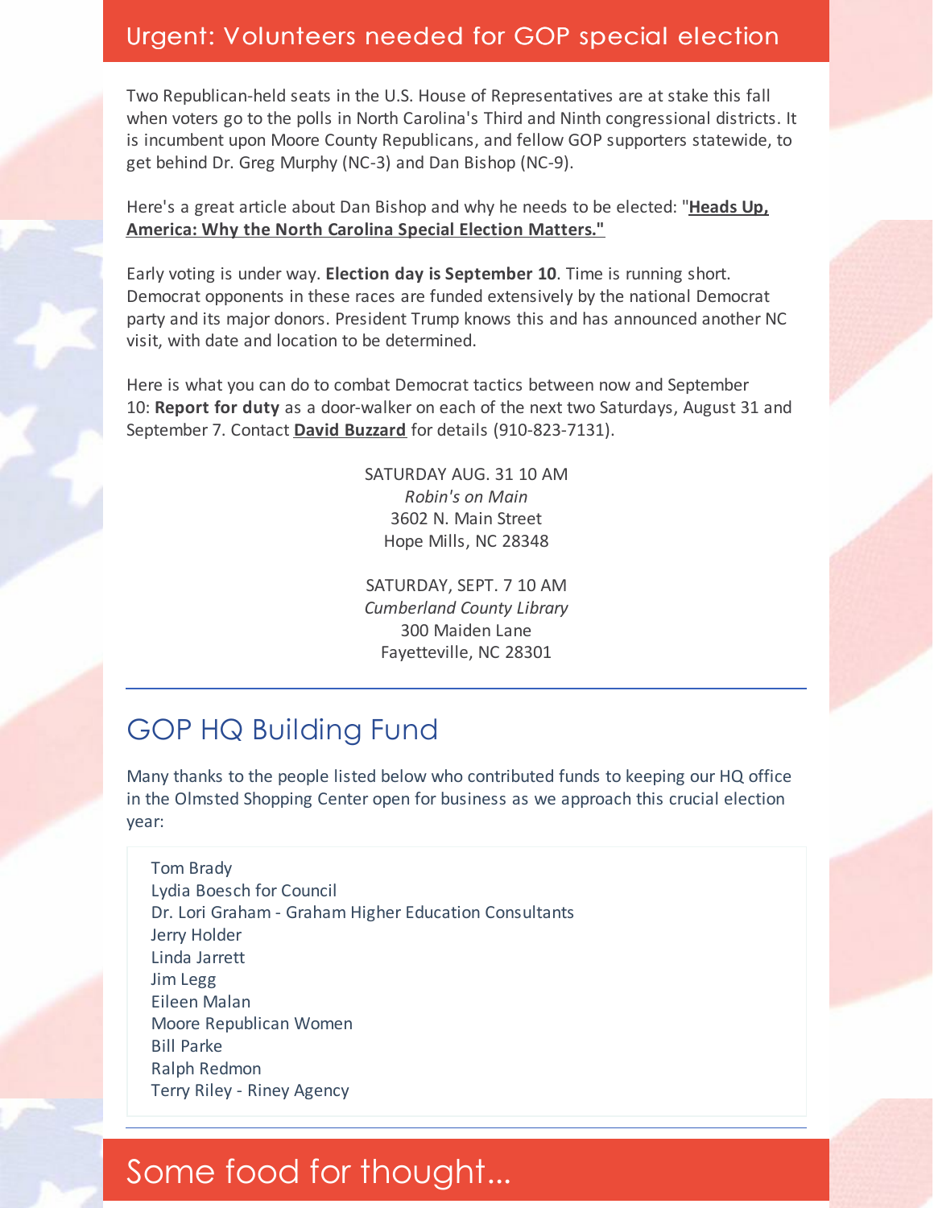## Urgent: Volunteers needed for GOP special election

Two Republican-held seats in the U.S. House of Representatives are at stake this fall when voters go to the polls in North Carolina's Third and Ninth congressional districts. It is incumbent upon Moore County Republicans, and fellow GOP supporters statewide, to get behind Dr. Greg Murphy (NC-3) and Dan Bishop (NC-9).

Here's a great article about Dan Bishop and why he needs to be elected: "**Heads Up, America: Why the North Carolina Special Election Matters."**

Early voting is under way. **Election day is September 10**. Time is running short. Democrat opponents in these races are funded extensively by the national Democrat party and its major donors. President Trump knows this and has announced another NC visit, with date and location to be determined.

Here is what you can do to combat Democrat tactics between now and September 10: **Report for duty** as a door-walker on each of the next two Saturdays, August 31 and September 7. Contact **David Buzzard** for details (910-823-7131).

SATURDAY AUG. 31 10 AM
*Robin's on Main*
3602 N. Main Street
Hope Mills, NC 28348

SATURDAY, SEPT. 7 10 AM
*Cumberland County Library*
300 Maiden Lane
Fayetteville, NC 28301

---

## GOP HQ Building Fund

Many thanks to the people listed below who contributed funds to keeping our HQ office in the Olmsted Shopping Center open for business as we approach this crucial election year:

Tom Brady
Lydia Boesch for Council
Dr. Lori Graham - Graham Higher Education Consultants
Jerry Holder
Linda Jarrett
Jim Legg
Eileen Malan
Moore Republican Women
Bill Parke
Ralph Redmon
Terry Riley - Riney Agency

---

## Some food for thought...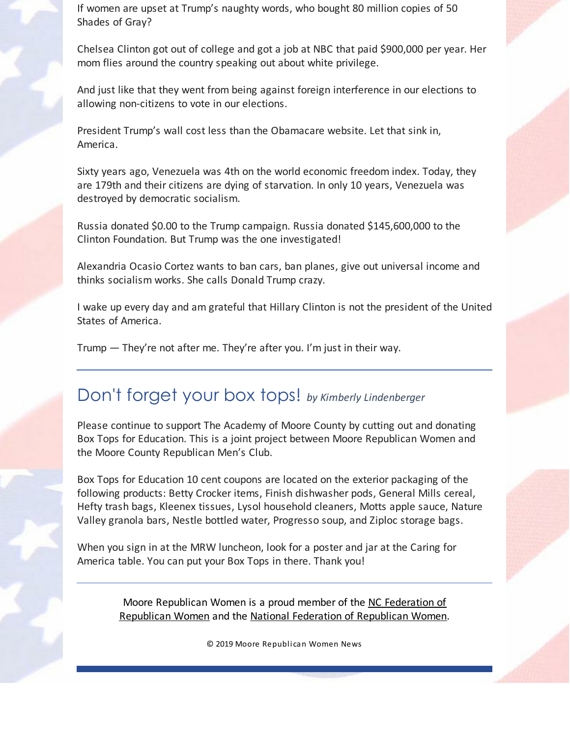If women are upset at Trump's naughty words, who bought 80 million copies of 50 Shades of Gray?

Chelsea Clinton got out of college and got a job at NBC that paid $900,000 per year. Her mom flies around the country speaking out about white privilege.

And just like that they went from being against foreign interference in our elections to allowing non-citizens to vote in our elections.

President Trump's wall cost less than the Obamacare website. Let that sink in, America.

Sixty years ago, Venezuela was 4th on the world economic freedom index. Today, they are 179th and their citizens are dying of starvation. In only 10 years, Venezuela was destroyed by democratic socialism.

Russia donated $0.00 to the Trump campaign. Russia donated $145,600,000 to the Clinton Foundation. But Trump was the one investigated!

Alexandria Ocasio Cortez wants to ban cars, ban planes, give out universal income and thinks socialism works. She calls Donald Trump crazy.

I wake up every day and am grateful that Hillary Clinton is not the president of the United States of America.

Trump — They're not after me. They're after you. I'm just in their way.

---

## Don't forget your box tops! *by Kimberly Lindenberger*

Please continue to support The Academy of Moore County by cutting out and donating Box Tops for Education. This is a joint project between Moore Republican Women and the Moore County Republican Men's Club.

Box Tops for Education 10 cent coupons are located on the exterior packaging of the following products: Betty Crocker items, Finish dishwasher pods, General Mills cereal, Hefty trash bags, Kleenex tissues, Lysol household cleaners, Motts apple sauce, Nature Valley granola bars, Nestle bottled water, Progresso soup, and Ziploc storage bags.

When you sign in at the MRW luncheon, look for a poster and jar at the Caring for America table. You can put your Box Tops in there. Thank you!

---

Moore Republican Women is a proud member of the NC Federation of Republican Women and the National Federation of Republican Women.

© 2019 Moore Republican Women News